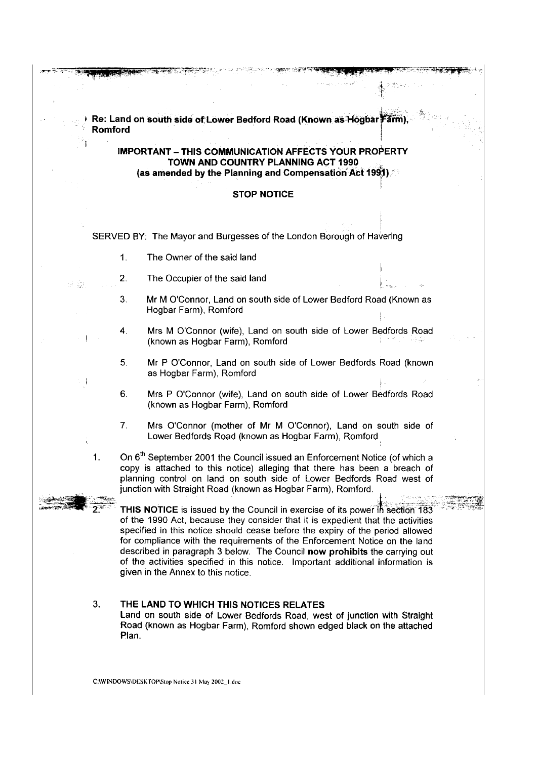**Re: Land on south side of Lower Bedford Road (Known as Hogbar Farm), Romford**

**IMPORTANT – THIS COMMUNICATION AFFECTS YOUR PROPERTY**
**TOWN AND COUNTRY PLANNING ACT 1990**
**(as amended by the Planning and Compensation Act 1991)**

**STOP NOTICE**

SERVED BY: The Mayor and Burgesses of the London Borough of Havering

1. The Owner of the said land
2. The Occupier of the said land
3. Mr M O'Connor, Land on south side of Lower Bedford Road (Known as Hogbar Farm), Romford
4. Mrs M O'Connor (wife), Land on south side of Lower Bedfords Road (known as Hogbar Farm), Romford
5. Mr P O'Connor, Land on south side of Lower Bedfords Road (known as Hogbar Farm), Romford
6. Mrs P O'Connor (wife), Land on south side of Lower Bedfords Road (known as Hogbar Farm), Romford
7. Mrs O'Connor (mother of Mr M O'Connor), Land on south side of Lower Bedfords Road (known as Hogbar Farm), Romford

1. On 6th September 2001 the Council issued an Enforcement Notice (of which a copy is attached to this notice) alleging that there has been a breach of planning control on land on south side of Lower Bedfords Road west of junction with Straight Road (known as Hogbar Farm), Romford.

2. **THIS NOTICE** is issued by the Council in exercise of its power in section 183 of the 1990 Act, because they consider that it is expedient that the activities specified in this notice should cease before the expiry of the period allowed for compliance with the requirements of the Enforcement Notice on the land described in paragraph 3 below. The Council **now prohibits** the carrying out of the activities specified in this notice. Important additional information is given in the Annex to this notice.

3. **THE LAND TO WHICH THIS NOTICES RELATES**
**Land on south side of Lower Bedfords Road, west of junction with Straight Road (known as Hogbar Farm), Romford shown edged black on the attached Plan.**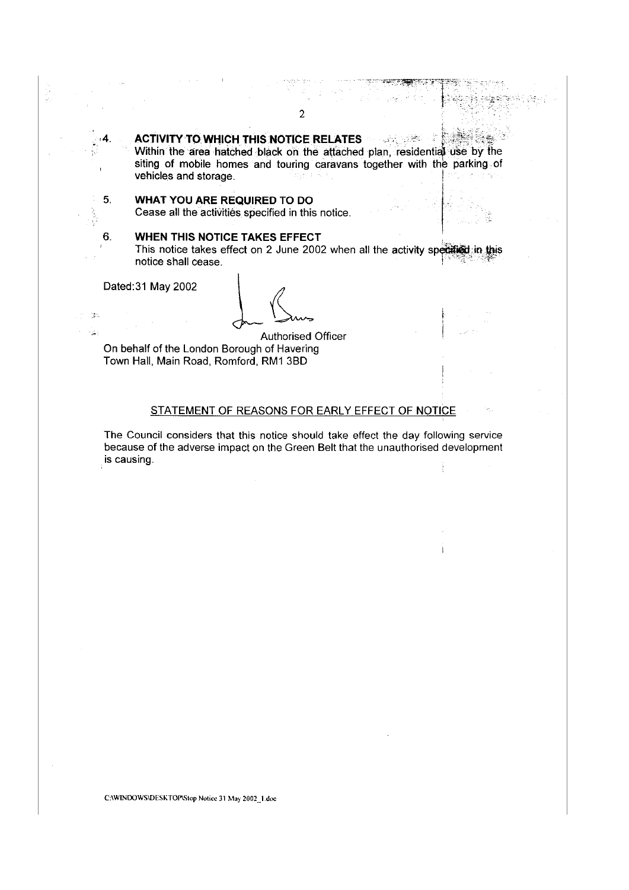4. **ACTIVITY TO WHICH THIS NOTICE RELATES**
   Within the area hatched black on the attached plan, residential use by the siting of mobile homes and touring caravans together with the parking of vehicles and storage.

5. **WHAT YOU ARE REQUIRED TO DO**
   Cease all the activities specified in this notice.

6. **WHEN THIS NOTICE TAKES EFFECT**
   This notice takes effect on 2 June 2002 when all the activity specified in this notice shall cease.

Dated: 31 May 2002

Authorised Officer
On behalf of the London Borough of Havering
Town Hall, Main Road, Romford, RM1 3BD

## STATEMENT OF REASONS FOR EARLY EFFECT OF NOTICE

The Council considers that this notice should take effect the day following service because of the adverse impact on the Green Belt that the unauthorised development is causing.

C:\WINDOWS\DESKTOP\Stop Notice 31 May 2002_1.doc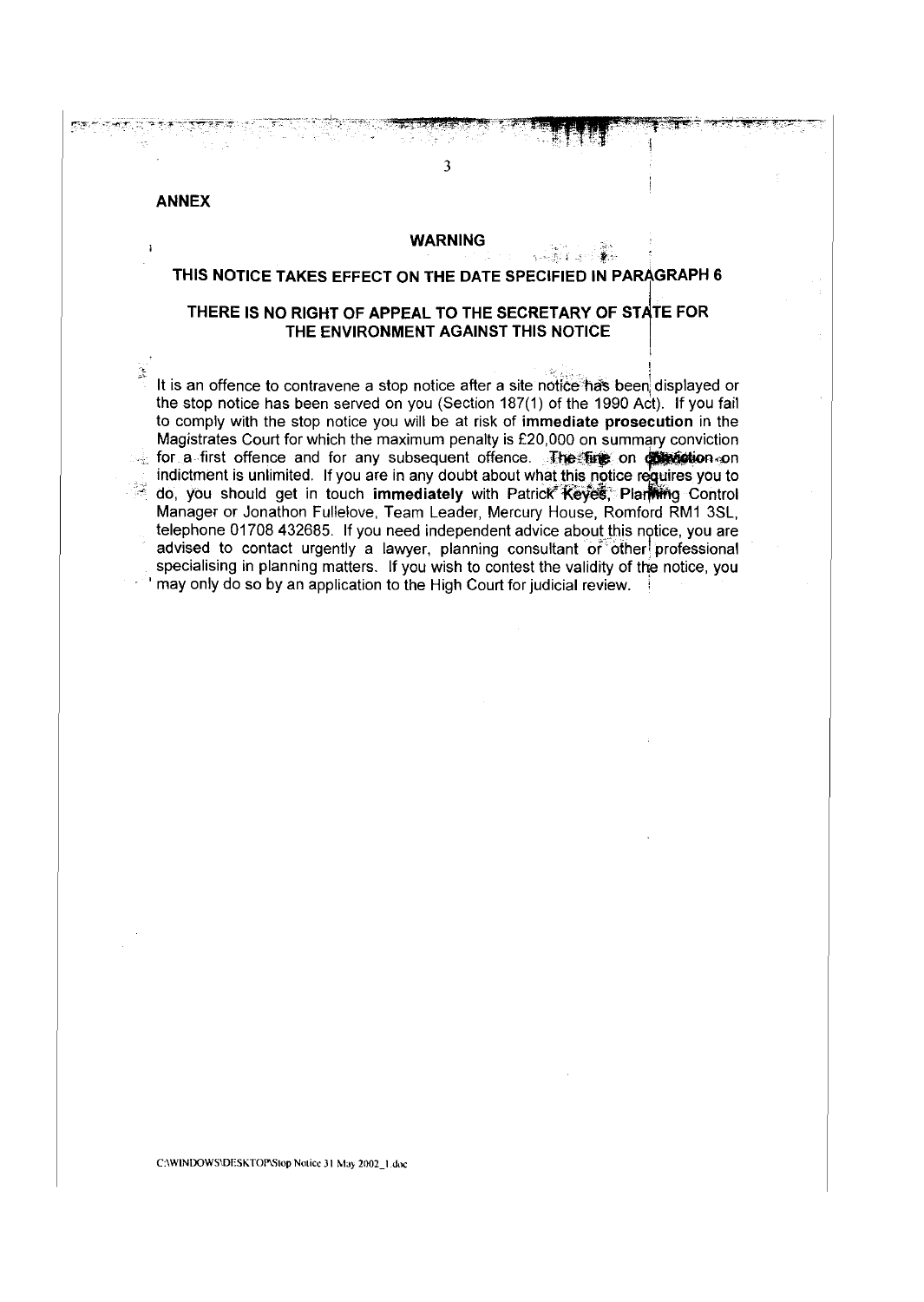## ANNEX

**WARNING**

**THIS NOTICE TAKES EFFECT ON THE DATE SPECIFIED IN PARAGRAPH 6**

**THERE IS NO RIGHT OF APPEAL TO THE SECRETARY OF STATE FOR THE ENVIRONMENT AGAINST THIS NOTICE**

It is an offence to contravene a stop notice after a site notice has been displayed or the stop notice has been served on you (Section 187(1) of the 1990 Act). If you fail to comply with the stop notice you will be at risk of **immediate prosecution** in the Magistrates Court for which the maximum penalty is £20,000 on summary conviction for a first offence and for any subsequent offence. The fine on conviction on indictment is unlimited. If you are in any doubt about what this notice requires you to do, you should get in touch **immediately** with Patrick Keyes, Planning Control Manager or Jonathon Fullelove, Team Leader, Mercury House, Romford RM1 3SL, telephone 01708 432685. If you need independent advice about this notice, you are advised to contact urgently a lawyer, planning consultant or other professional specialising in planning matters. If you wish to contest the validity of the notice, you may only do so by an application to the High Court for judicial review.

C:\WINDOWS\DESKTOP\Stop Notice 31 May 2002_1.doc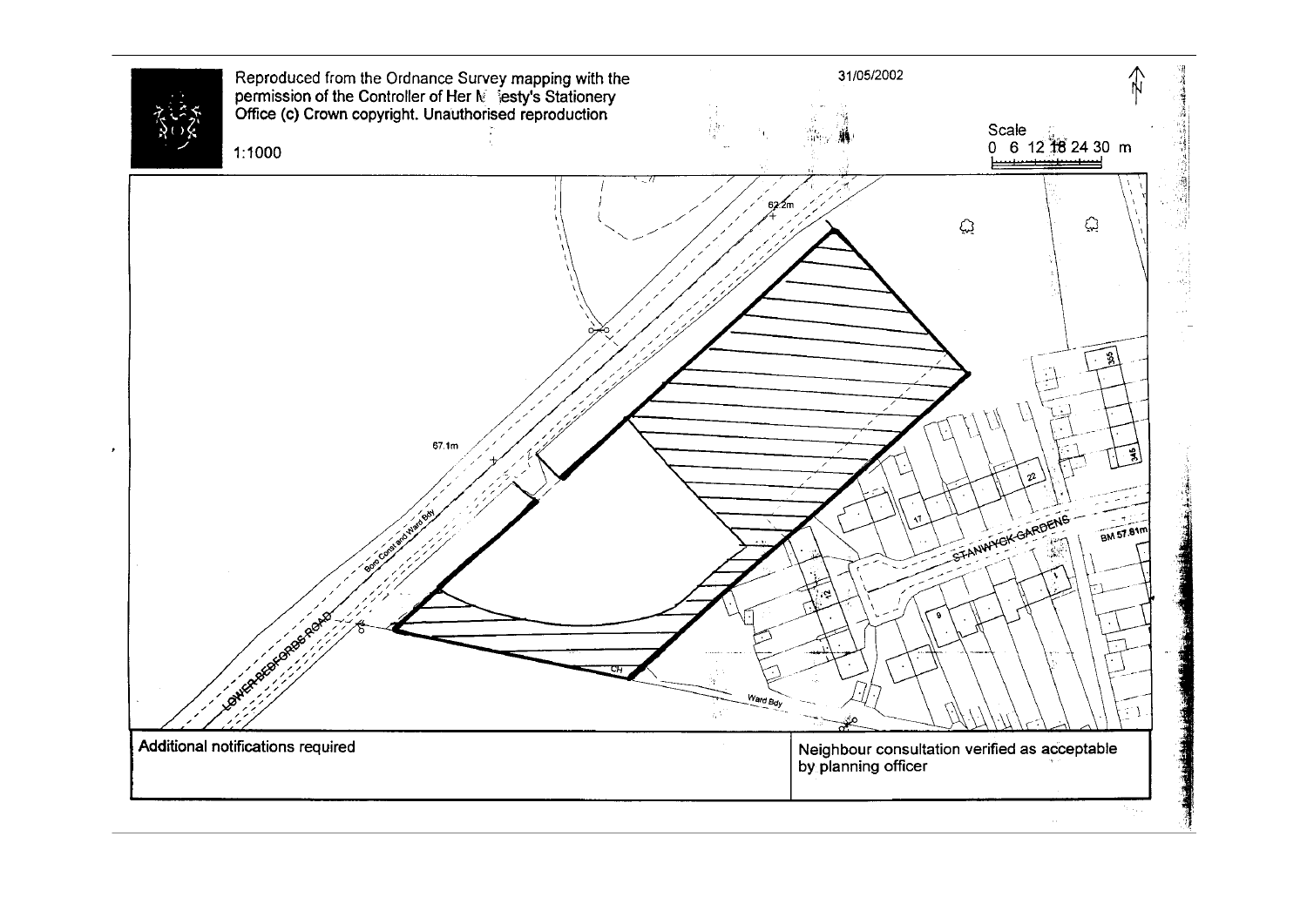Reproduced from the Ordnance Survey mapping with the permission of the Controller of Her Majesty's Stationery Office (c) Crown copyright. Unauthorised reproduction

1:1000

31/05/2002

Scale
0 6 12 18 24 30 m

62.2m

67.1m

Boro Const and Ward Bdy

LOWER BEDFORDS ROAD

CH

Ward Bdy

STANWYCK GARDENS

BM 57.81m

355

345

22

17

12

9

1

| Additional notifications required | Neighbour consultation verified as acceptable by planning officer |
|---|---|
| | |